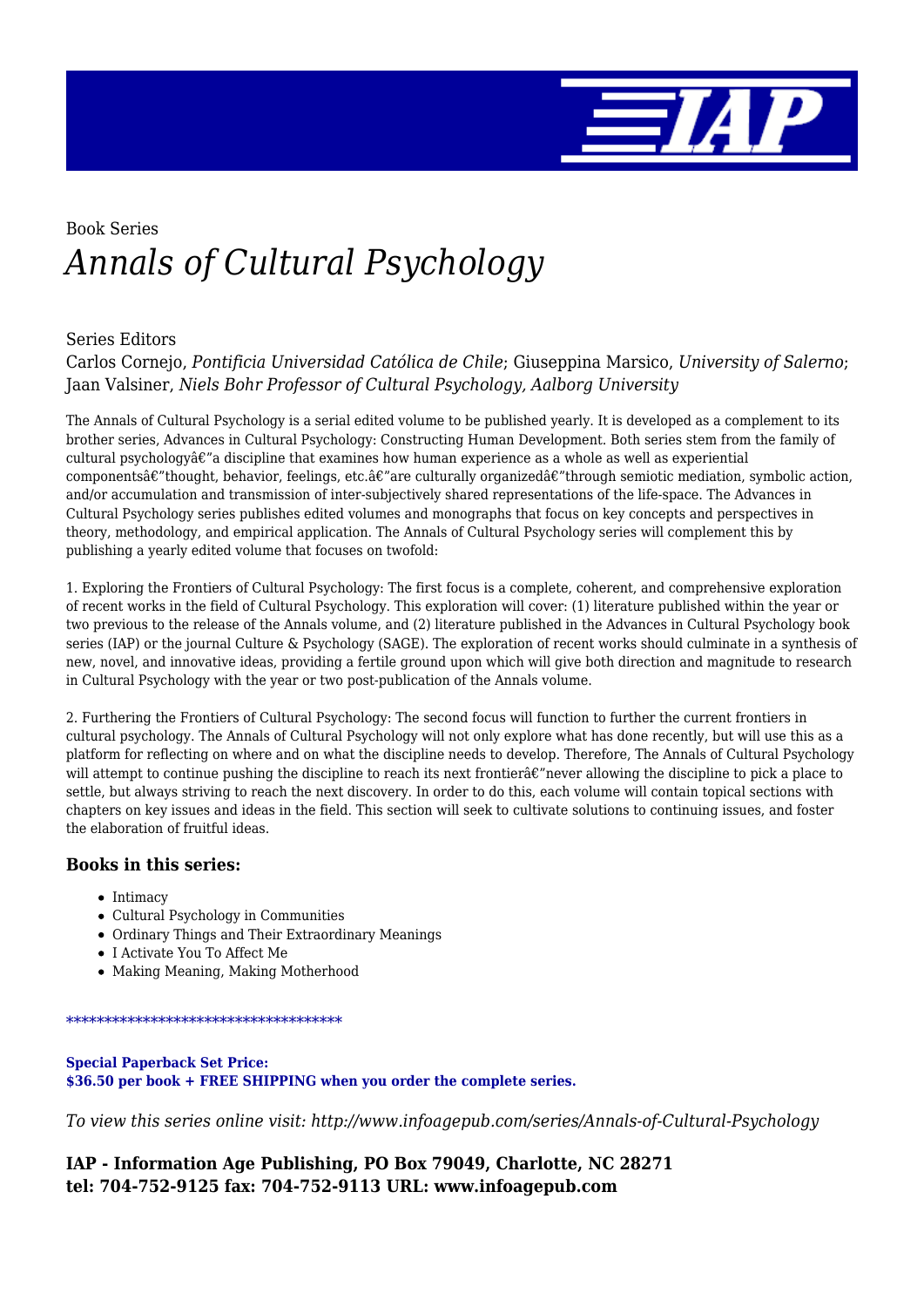Book Series

# *Annals of Cultural Psychology*

Series Editors

Carlos Cornejo, *Pontificia Universidad Católica de Chile*; Giuseppina Marsico, *University of Salerno*; Jaan Valsiner, *Niels Bohr Professor of Cultural Psychology, Aalborg University*

The Annals of Cultural Psychology is a serial edited volume to be published yearly. It is developed as a complement to its brother series, Advances in Cultural Psychology: Constructing Human Development. Both series stem from the family of cultural psychologyâ€"a discipline that examines how human experience as a whole as well as experiential componentsâ€"thought, behavior, feelings, etc.â€"are culturally organizedâ€"through semiotic mediation, symbolic action, and/or accumulation and transmission of inter-subjectively shared representations of the life-space. The Advances in Cultural Psychology series publishes edited volumes and monographs that focus on key concepts and perspectives in theory, methodology, and empirical application. The Annals of Cultural Psychology series will complement this by publishing a yearly edited volume that focuses on twofold:

1. Exploring the Frontiers of Cultural Psychology: The first focus is a complete, coherent, and comprehensive exploration of recent works in the field of Cultural Psychology. This exploration will cover: (1) literature published within the year or two previous to the release of the Annals volume, and (2) literature published in the Advances in Cultural Psychology book series (IAP) or the journal Culture & Psychology (SAGE). The exploration of recent works should culminate in a synthesis of new, novel, and innovative ideas, providing a fertile ground upon which will give both direction and magnitude to research in Cultural Psychology with the year or two post-publication of the Annals volume.

2. Furthering the Frontiers of Cultural Psychology: The second focus will function to further the current frontiers in cultural psychology. The Annals of Cultural Psychology will not only explore what has done recently, but will use this as a platform for reflecting on where and on what the discipline needs to develop. Therefore, The Annals of Cultural Psychology will attempt to continue pushing the discipline to reach its next frontierâ€"never allowing the discipline to pick a place to settle, but always striving to reach the next discovery. In order to do this, each volume will contain topical sections with chapters on key issues and ideas in the field. This section will seek to cultivate solutions to continuing issues, and foster the elaboration of fruitful ideas.

### Books in this series:

- Intimacy
- Cultural Psychology in Communities
- Ordinary Things and Their Extraordinary Meanings
- I Activate You To Affect Me
- Making Meaning, Making Motherhood

************************************

**Special Paperback Set Price:**
**$36.50 per book + FREE SHIPPING when you order the complete series.**

*To view this series online visit: http://www.infoagepub.com/series/Annals-of-Cultural-Psychology*

**IAP - Information Age Publishing, PO Box 79049, Charlotte, NC 28271**
**tel: 704-752-9125 fax: 704-752-9113 URL: www.infoagepub.com**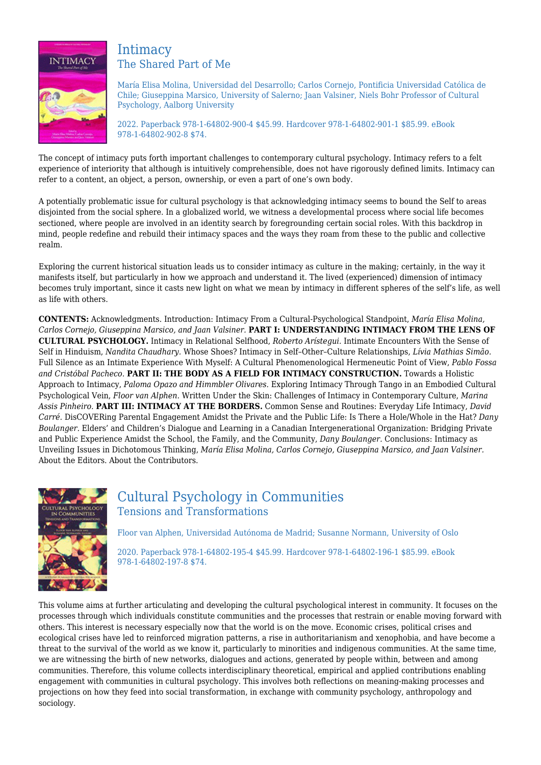## Intimacy
### The Shared Part of Me

María Elisa Molina, Universidad del Desarrollo; Carlos Cornejo, Pontificia Universidad Católica de Chile; Giuseppina Marsico, University of Salerno; Jaan Valsiner, Niels Bohr Professor of Cultural Psychology, Aalborg University

2022. Paperback 978-1-64802-900-4 $45.99. Hardcover 978-1-64802-901-1 $85.99. eBook 978-1-64802-902-8 $74.

The concept of intimacy puts forth important challenges to contemporary cultural psychology. Intimacy refers to a felt experience of interiority that although is intuitively comprehensible, does not have rigorously defined limits. Intimacy can refer to a content, an object, a person, ownership, or even a part of one's own body.

A potentially problematic issue for cultural psychology is that acknowledging intimacy seems to bound the Self to areas disjointed from the social sphere. In a globalized world, we witness a developmental process where social life becomes sectioned, where people are involved in an identity search by foregrounding certain social roles. With this backdrop in mind, people redefine and rebuild their intimacy spaces and the ways they roam from these to the public and collective realm.

Exploring the current historical situation leads us to consider intimacy as culture in the making; certainly, in the way it manifests itself, but particularly in how we approach and understand it. The lived (experienced) dimension of intimacy becomes truly important, since it casts new light on what we mean by intimacy in different spheres of the self's life, as well as life with others.

**CONTENTS:** Acknowledgments. Introduction: Intimacy From a Cultural-Psychological Standpoint, *María Elisa Molina, Carlos Cornejo, Giuseppina Marsico, and Jaan Valsiner.* **PART I: UNDERSTANDING INTIMACY FROM THE LENS OF CULTURAL PSYCHOLOGY.** Intimacy in Relational Selfhood, *Roberto Arístegui.* Intimate Encounters With the Sense of Self in Hinduism, *Nandita Chaudhary.* Whose Shoes? Intimacy in Self–Other–Culture Relationships, *Lívia Mathias Simão.* Full Silence as an Intimate Experience With Myself: A Cultural Phenomenological Hermeneutic Point of View, *Pablo Fossa and Cristóbal Pacheco.* **PART II: THE BODY AS A FIELD FOR INTIMACY CONSTRUCTION.** Towards a Holistic Approach to Intimacy, *Paloma Opazo and Himmbler Olivares.* Exploring Intimacy Through Tango in an Embodied Cultural Psychological Vein, *Floor van Alphen.* Written Under the Skin: Challenges of Intimacy in Contemporary Culture, *Marina Assis Pinheiro.* **PART III: INTIMACY AT THE BORDERS.** Common Sense and Routines: Everyday Life Intimacy, *David Carré.* DisCOVERing Parental Engagement Amidst the Private and the Public Life: Is There a Hole/Whole in the Hat? *Dany Boulanger.* Elders' and Children's Dialogue and Learning in a Canadian Intergenerational Organization: Bridging Private and Public Experience Amidst the School, the Family, and the Community, *Dany Boulanger.* Conclusions: Intimacy as Unveiling Issues in Dichotomous Thinking, *María Elisa Molina, Carlos Cornejo, Giuseppina Marsico, and Jaan Valsiner.* About the Editors. About the Contributors.

## Cultural Psychology in Communities
### Tensions and Transformations

Floor van Alphen, Universidad Autónoma de Madrid; Susanne Normann, University of Oslo

2020. Paperback 978-1-64802-195-4 $45.99. Hardcover 978-1-64802-196-1 $85.99. eBook 978-1-64802-197-8 $74.

This volume aims at further articulating and developing the cultural psychological interest in community. It focuses on the processes through which individuals constitute communities and the processes that restrain or enable moving forward with others. This interest is necessary especially now that the world is on the move. Economic crises, political crises and ecological crises have led to reinforced migration patterns, a rise in authoritarianism and xenophobia, and have become a threat to the survival of the world as we know it, particularly to minorities and indigenous communities. At the same time, we are witnessing the birth of new networks, dialogues and actions, generated by people within, between and among communities. Therefore, this volume collects interdisciplinary theoretical, empirical and applied contributions enabling engagement with communities in cultural psychology. This involves both reflections on meaning-making processes and projections on how they feed into social transformation, in exchange with community psychology, anthropology and sociology.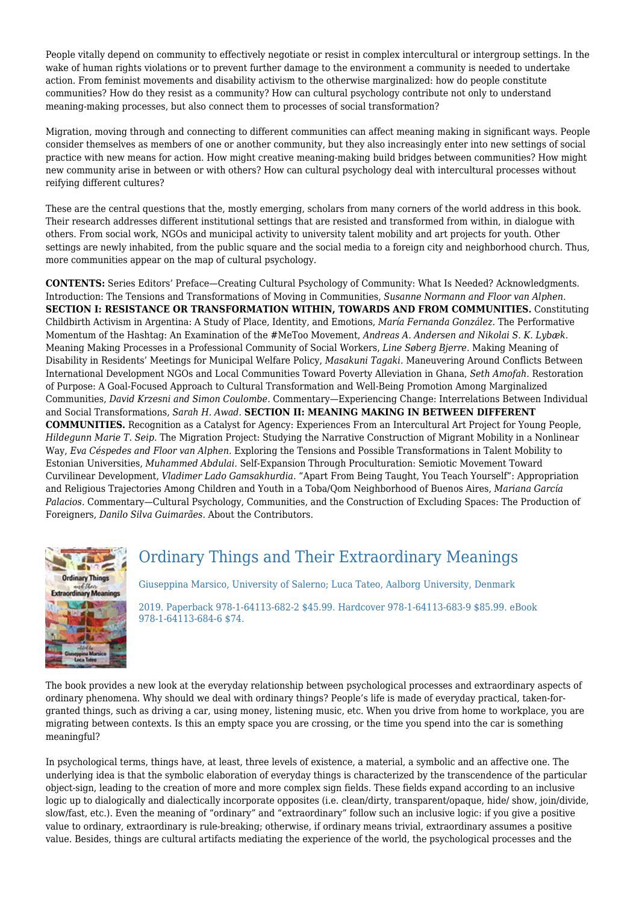People vitally depend on community to effectively negotiate or resist in complex intercultural or intergroup settings. In the wake of human rights violations or to prevent further damage to the environment a community is needed to undertake action. From feminist movements and disability activism to the otherwise marginalized: how do people constitute communities? How do they resist as a community? How can cultural psychology contribute not only to understand meaning-making processes, but also connect them to processes of social transformation?

Migration, moving through and connecting to different communities can affect meaning making in significant ways. People consider themselves as members of one or another community, but they also increasingly enter into new settings of social practice with new means for action. How might creative meaning-making build bridges between communities? How might new community arise in between or with others? How can cultural psychology deal with intercultural processes without reifying different cultures?

These are the central questions that the, mostly emerging, scholars from many corners of the world address in this book. Their research addresses different institutional settings that are resisted and transformed from within, in dialogue with others. From social work, NGOs and municipal activity to university talent mobility and art projects for youth. Other settings are newly inhabited, from the public square and the social media to a foreign city and neighborhood church. Thus, more communities appear on the map of cultural psychology.

**CONTENTS:** Series Editors' Preface—Creating Cultural Psychology of Community: What Is Needed? Acknowledgments. Introduction: The Tensions and Transformations of Moving in Communities, *Susanne Normann and Floor van Alphen.* **SECTION I: RESISTANCE OR TRANSFORMATION WITHIN, TOWARDS AND FROM COMMUNITIES.** Constituting Childbirth Activism in Argentina: A Study of Place, Identity, and Emotions, *María Fernanda González.* The Performative Momentum of the Hashtag: An Examination of the #MeToo Movement, *Andreas A. Andersen and Nikolai S. K. Lybæk.* Meaning Making Processes in a Professional Community of Social Workers, *Line Søberg Bjerre.* Making Meaning of Disability in Residents' Meetings for Municipal Welfare Policy, *Masakuni Tagaki.* Maneuvering Around Conflicts Between International Development NGOs and Local Communities Toward Poverty Alleviation in Ghana, *Seth Amofah.* Restoration of Purpose: A Goal-Focused Approach to Cultural Transformation and Well-Being Promotion Among Marginalized Communities, *David Krzesni and Simon Coulombe.* Commentary—Experiencing Change: Interrelations Between Individual and Social Transformations, *Sarah H. Awad.* **SECTION II: MEANING MAKING IN BETWEEN DIFFERENT COMMUNITIES.** Recognition as a Catalyst for Agency: Experiences From an Intercultural Art Project for Young People, *Hildegunn Marie T. Seip.* The Migration Project: Studying the Narrative Construction of Migrant Mobility in a Nonlinear Way, *Eva Céspedes and Floor van Alphen.* Exploring the Tensions and Possible Transformations in Talent Mobility to Estonian Universities, *Muhammed Abdulai.* Self-Expansion Through Proculturation: Semiotic Movement Toward Curvilinear Development, *Vladimer Lado Gamsakhurdia.* "Apart From Being Taught, You Teach Yourself": Appropriation and Religious Trajectories Among Children and Youth in a Toba/Qom Neighborhood of Buenos Aires, *Mariana García Palacios.* Commentary—Cultural Psychology, Communities, and the Construction of Excluding Spaces: The Production of Foreigners, *Danilo Silva Guimarães.* About the Contributors.

## Ordinary Things and Their Extraordinary Meanings

Giuseppina Marsico, University of Salerno; Luca Tateo, Aalborg University, Denmark

2019. Paperback 978-1-64113-682-2 $45.99. Hardcover 978-1-64113-683-9 $85.99. eBook 978-1-64113-684-6 $74.

The book provides a new look at the everyday relationship between psychological processes and extraordinary aspects of ordinary phenomena. Why should we deal with ordinary things? People's life is made of everyday practical, taken-for-granted things, such as driving a car, using money, listening music, etc. When you drive from home to workplace, you are migrating between contexts. Is this an empty space you are crossing, or the time you spend into the car is something meaningful?

In psychological terms, things have, at least, three levels of existence, a material, a symbolic and an affective one. The underlying idea is that the symbolic elaboration of everyday things is characterized by the transcendence of the particular object-sign, leading to the creation of more and more complex sign fields. These fields expand according to an inclusive logic up to dialogically and dialectically incorporate opposites (i.e. clean/dirty, transparent/opaque, hide/ show, join/divide, slow/fast, etc.). Even the meaning of "ordinary" and "extraordinary" follow such an inclusive logic: if you give a positive value to ordinary, extraordinary is rule-breaking; otherwise, if ordinary means trivial, extraordinary assumes a positive value. Besides, things are cultural artifacts mediating the experience of the world, the psychological processes and the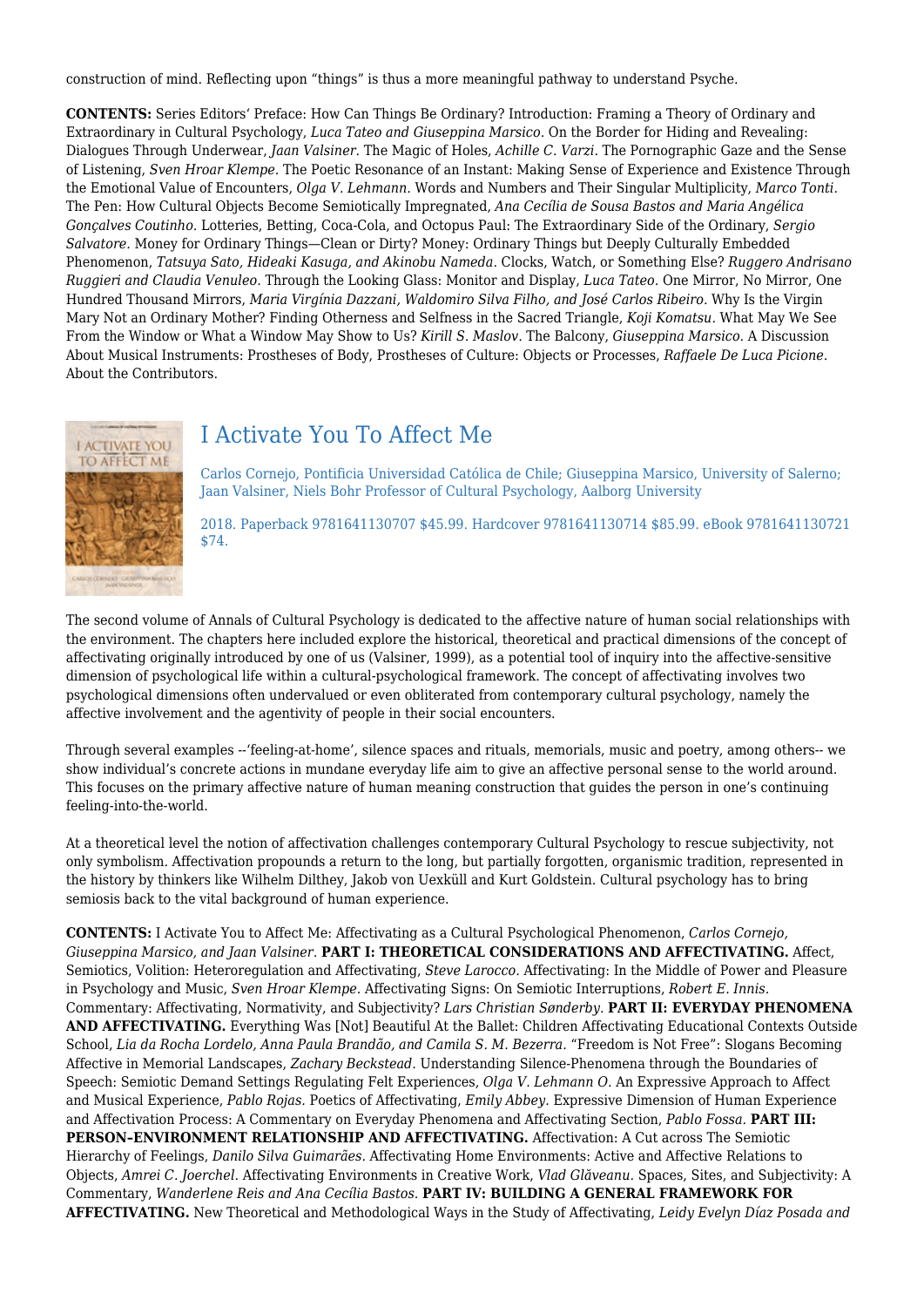construction of mind. Reflecting upon "things" is thus a more meaningful pathway to understand Psyche.

**CONTENTS:** Series Editors' Preface: How Can Things Be Ordinary? Introduction: Framing a Theory of Ordinary and Extraordinary in Cultural Psychology, *Luca Tateo and Giuseppina Marsico.* On the Border for Hiding and Revealing: Dialogues Through Underwear, *Jaan Valsiner.* The Magic of Holes, *Achille C. Varzi.* The Pornographic Gaze and the Sense of Listening, *Sven Hroar Klempe.* The Poetic Resonance of an Instant: Making Sense of Experience and Existence Through the Emotional Value of Encounters, *Olga V. Lehmann.* Words and Numbers and Their Singular Multiplicity, *Marco Tonti.* The Pen: How Cultural Objects Become Semiotically Impregnated, *Ana Cecília de Sousa Bastos and Maria Angélica Gonçalves Coutinho.* Lotteries, Betting, Coca-Cola, and Octopus Paul: The Extraordinary Side of the Ordinary, *Sergio Salvatore.* Money for Ordinary Things—Clean or Dirty? Money: Ordinary Things but Deeply Culturally Embedded Phenomenon, *Tatsuya Sato, Hideaki Kasuga, and Akinobu Nameda.* Clocks, Watch, or Something Else? *Ruggero Andrisano Ruggieri and Claudia Venuleo.* Through the Looking Glass: Monitor and Display, *Luca Tateo.* One Mirror, No Mirror, One Hundred Thousand Mirrors, *Maria Virgínia Dazzani, Waldomiro Silva Filho, and José Carlos Ribeiro.* Why Is the Virgin Mary Not an Ordinary Mother? Finding Otherness and Selfness in the Sacred Triangle, *Koji Komatsu.* What May We See From the Window or What a Window May Show to Us? *Kirill S. Maslov.* The Balcony, *Giuseppina Marsico.* A Discussion About Musical Instruments: Prostheses of Body, Prostheses of Culture: Objects or Processes, *Raffaele De Luca Picione.* About the Contributors.

## I Activate You To Affect Me

Carlos Cornejo, Pontificia Universidad Católica de Chile; Giuseppina Marsico, University of Salerno; Jaan Valsiner, Niels Bohr Professor of Cultural Psychology, Aalborg University

2018. Paperback 9781641130707 $45.99. Hardcover 9781641130714 $85.99. eBook 9781641130721 $74.

The second volume of Annals of Cultural Psychology is dedicated to the affective nature of human social relationships with the environment. The chapters here included explore the historical, theoretical and practical dimensions of the concept of affectivating originally introduced by one of us (Valsiner, 1999), as a potential tool of inquiry into the affective-sensitive dimension of psychological life within a cultural-psychological framework. The concept of affectivating involves two psychological dimensions often undervalued or even obliterated from contemporary cultural psychology, namely the affective involvement and the agentivity of people in their social encounters.

Through several examples --'feeling-at-home', silence spaces and rituals, memorials, music and poetry, among others-- we show individual's concrete actions in mundane everyday life aim to give an affective personal sense to the world around. This focuses on the primary affective nature of human meaning construction that guides the person in one's continuing feeling-into-the-world.

At a theoretical level the notion of affectivation challenges contemporary Cultural Psychology to rescue subjectivity, not only symbolism. Affectivation propounds a return to the long, but partially forgotten, organismic tradition, represented in the history by thinkers like Wilhelm Dilthey, Jakob von Uexküll and Kurt Goldstein. Cultural psychology has to bring semiosis back to the vital background of human experience.

**CONTENTS:** I Activate You to Affect Me: Affectivating as a Cultural Psychological Phenomenon, *Carlos Cornejo, Giuseppina Marsico, and Jaan Valsiner.* **PART I: THEORETICAL CONSIDERATIONS AND AFFECTIVATING.** Affect, Semiotics, Volition: Heteroregulation and Affectivating, *Steve Larocco.* Affectivating: In the Middle of Power and Pleasure in Psychology and Music, *Sven Hroar Klempe.* Affectivating Signs: On Semiotic Interruptions, *Robert E. Innis.* Commentary: Affectivating, Normativity, and Subjectivity? *Lars Christian Sønderby.* **PART II: EVERYDAY PHENOMENA AND AFFECTIVATING.** Everything Was [Not] Beautiful At the Ballet: Children Affectivating Educational Contexts Outside School, *Lia da Rocha Lordelo, Anna Paula Brandão, and Camila S. M. Bezerra.* "Freedom is Not Free": Slogans Becoming Affective in Memorial Landscapes, *Zachary Beckstead.* Understanding Silence-Phenomena through the Boundaries of Speech: Semiotic Demand Settings Regulating Felt Experiences, *Olga V. Lehmann O.* An Expressive Approach to Affect and Musical Experience, *Pablo Rojas.* Poetics of Affectivating, *Emily Abbey.* Expressive Dimension of Human Experience and Affectivation Process: A Commentary on Everyday Phenomena and Affectivating Section, *Pablo Fossa.* **PART III: PERSON–ENVIRONMENT RELATIONSHIP AND AFFECTIVATING.** Affectivation: A Cut across The Semiotic Hierarchy of Feelings, *Danilo Silva Guimarães.* Affectivating Home Environments: Active and Affective Relations to Objects, *Amrei C. Joerchel.* Affectivating Environments in Creative Work, *Vlad Glăveanu.* Spaces, Sites, and Subjectivity: A Commentary, *Wanderlene Reis and Ana Cecília Bastos.* **PART IV: BUILDING A GENERAL FRAMEWORK FOR AFFECTIVATING.** New Theoretical and Methodological Ways in the Study of Affectivating, *Leidy Evelyn Díaz Posada and*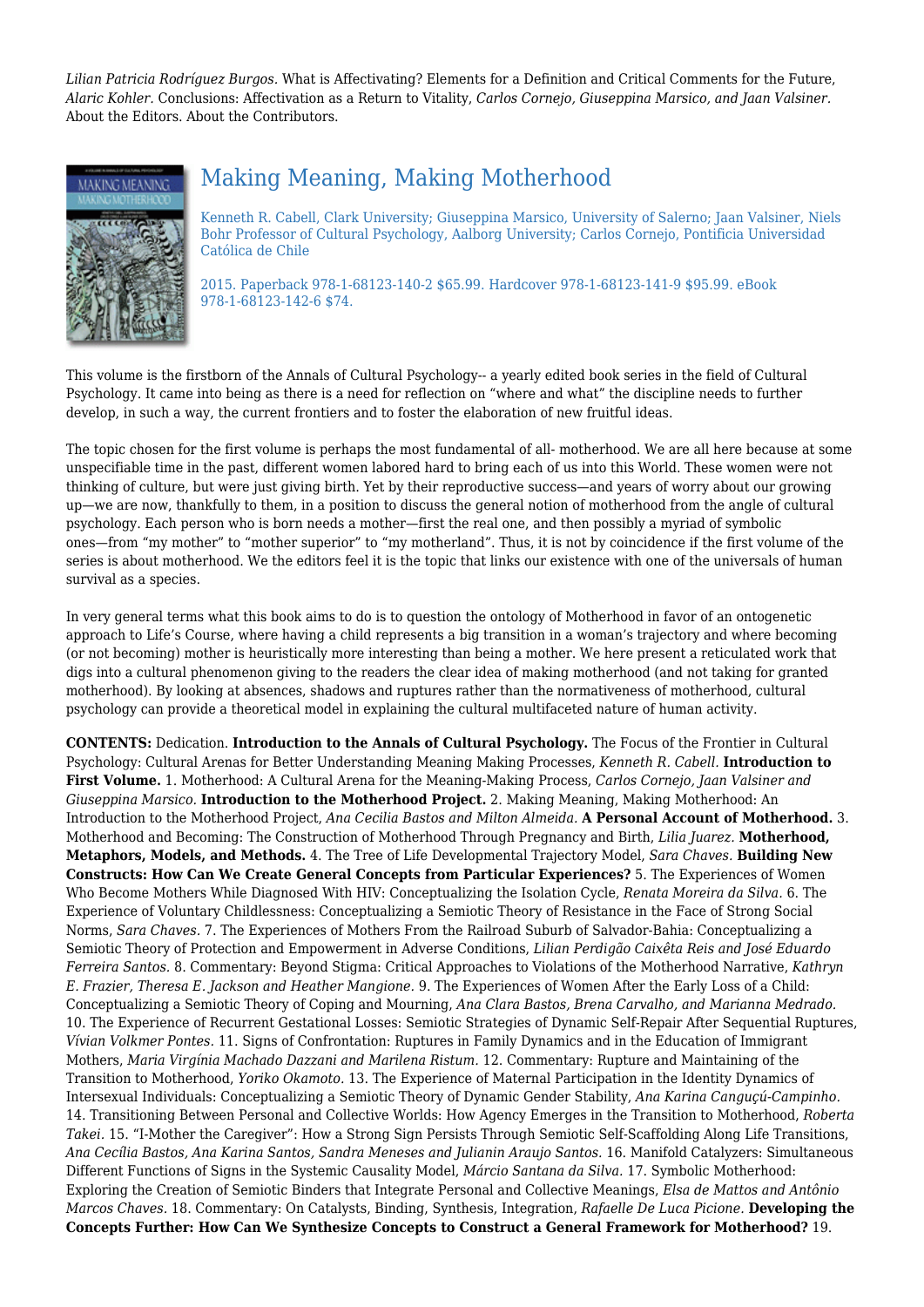*Lilian Patricia Rodríguez Burgos.* What is Affectivating? Elements for a Definition and Critical Comments for the Future, *Alaric Kohler.* Conclusions: Affectivation as a Return to Vitality, *Carlos Cornejo, Giuseppina Marsico, and Jaan Valsiner.* About the Editors. About the Contributors.

## Making Meaning, Making Motherhood

Kenneth R. Cabell, Clark University; Giuseppina Marsico, University of Salerno; Jaan Valsiner, Niels Bohr Professor of Cultural Psychology, Aalborg University; Carlos Cornejo, Pontificia Universidad Católica de Chile

2015. Paperback 978-1-68123-140-2 $65.99. Hardcover 978-1-68123-141-9 $95.99. eBook 978-1-68123-142-6 $74.

This volume is the firstborn of the Annals of Cultural Psychology-- a yearly edited book series in the field of Cultural Psychology. It came into being as there is a need for reflection on "where and what" the discipline needs to further develop, in such a way, the current frontiers and to foster the elaboration of new fruitful ideas.

The topic chosen for the first volume is perhaps the most fundamental of all- motherhood. We are all here because at some unspecifiable time in the past, different women labored hard to bring each of us into this World. These women were not thinking of culture, but were just giving birth. Yet by their reproductive success—and years of worry about our growing up—we are now, thankfully to them, in a position to discuss the general notion of motherhood from the angle of cultural psychology. Each person who is born needs a mother—first the real one, and then possibly a myriad of symbolic ones—from "my mother" to "mother superior" to "my motherland". Thus, it is not by coincidence if the first volume of the series is about motherhood. We the editors feel it is the topic that links our existence with one of the universals of human survival as a species.

In very general terms what this book aims to do is to question the ontology of Motherhood in favor of an ontogenetic approach to Life's Course, where having a child represents a big transition in a woman's trajectory and where becoming (or not becoming) mother is heuristically more interesting than being a mother. We here present a reticulated work that digs into a cultural phenomenon giving to the readers the clear idea of making motherhood (and not taking for granted motherhood). By looking at absences, shadows and ruptures rather than the normativeness of motherhood, cultural psychology can provide a theoretical model in explaining the cultural multifaceted nature of human activity.

**CONTENTS:** Dedication. **Introduction to the Annals of Cultural Psychology.** The Focus of the Frontier in Cultural Psychology: Cultural Arenas for Better Understanding Meaning Making Processes, *Kenneth R. Cabell.* **Introduction to First Volume.** 1. Motherhood: A Cultural Arena for the Meaning-Making Process, *Carlos Cornejo, Jaan Valsiner and Giuseppina Marsico.* **Introduction to the Motherhood Project.** 2. Making Meaning, Making Motherhood: An Introduction to the Motherhood Project, *Ana Cecilia Bastos and Milton Almeida.* **A Personal Account of Motherhood.** 3. Motherhood and Becoming: The Construction of Motherhood Through Pregnancy and Birth, *Lilia Juarez.* **Motherhood, Metaphors, Models, and Methods.** 4. The Tree of Life Developmental Trajectory Model, *Sara Chaves.* **Building New Constructs: How Can We Create General Concepts from Particular Experiences?** 5. The Experiences of Women Who Become Mothers While Diagnosed With HIV: Conceptualizing the Isolation Cycle, *Renata Moreira da Silva.* 6. The Experience of Voluntary Childlessness: Conceptualizing a Semiotic Theory of Resistance in the Face of Strong Social Norms, *Sara Chaves.* 7. The Experiences of Mothers From the Railroad Suburb of Salvador-Bahia: Conceptualizing a Semiotic Theory of Protection and Empowerment in Adverse Conditions, *Lilian Perdigão Caixêta Reis and José Eduardo Ferreira Santos.* 8. Commentary: Beyond Stigma: Critical Approaches to Violations of the Motherhood Narrative, *Kathryn E. Frazier, Theresa E. Jackson and Heather Mangione.* 9. The Experiences of Women After the Early Loss of a Child: Conceptualizing a Semiotic Theory of Coping and Mourning, *Ana Clara Bastos, Brena Carvalho, and Marianna Medrado.* 10. The Experience of Recurrent Gestational Losses: Semiotic Strategies of Dynamic Self-Repair After Sequential Ruptures, *Vívian Volkmer Pontes.* 11. Signs of Confrontation: Ruptures in Family Dynamics and in the Education of Immigrant Mothers, *Maria Virgínia Machado Dazzani and Marilena Ristum.* 12. Commentary: Rupture and Maintaining of the Transition to Motherhood, *Yoriko Okamoto.* 13. The Experience of Maternal Participation in the Identity Dynamics of Intersexual Individuals: Conceptualizing a Semiotic Theory of Dynamic Gender Stability, *Ana Karina Canguçú-Campinho.* 14. Transitioning Between Personal and Collective Worlds: How Agency Emerges in the Transition to Motherhood, *Roberta Takei.* 15. "I-Mother the Caregiver": How a Strong Sign Persists Through Semiotic Self-Scaffolding Along Life Transitions, *Ana Cecília Bastos, Ana Karina Santos, Sandra Meneses and Julianin Araujo Santos.* 16. Manifold Catalyzers: Simultaneous Different Functions of Signs in the Systemic Causality Model, *Márcio Santana da Silva.* 17. Symbolic Motherhood: Exploring the Creation of Semiotic Binders that Integrate Personal and Collective Meanings, *Elsa de Mattos and Antônio Marcos Chaves.* 18. Commentary: On Catalysts, Binding, Synthesis, Integration, *Rafaelle De Luca Picione.* **Developing the Concepts Further: How Can We Synthesize Concepts to Construct a General Framework for Motherhood?** 19.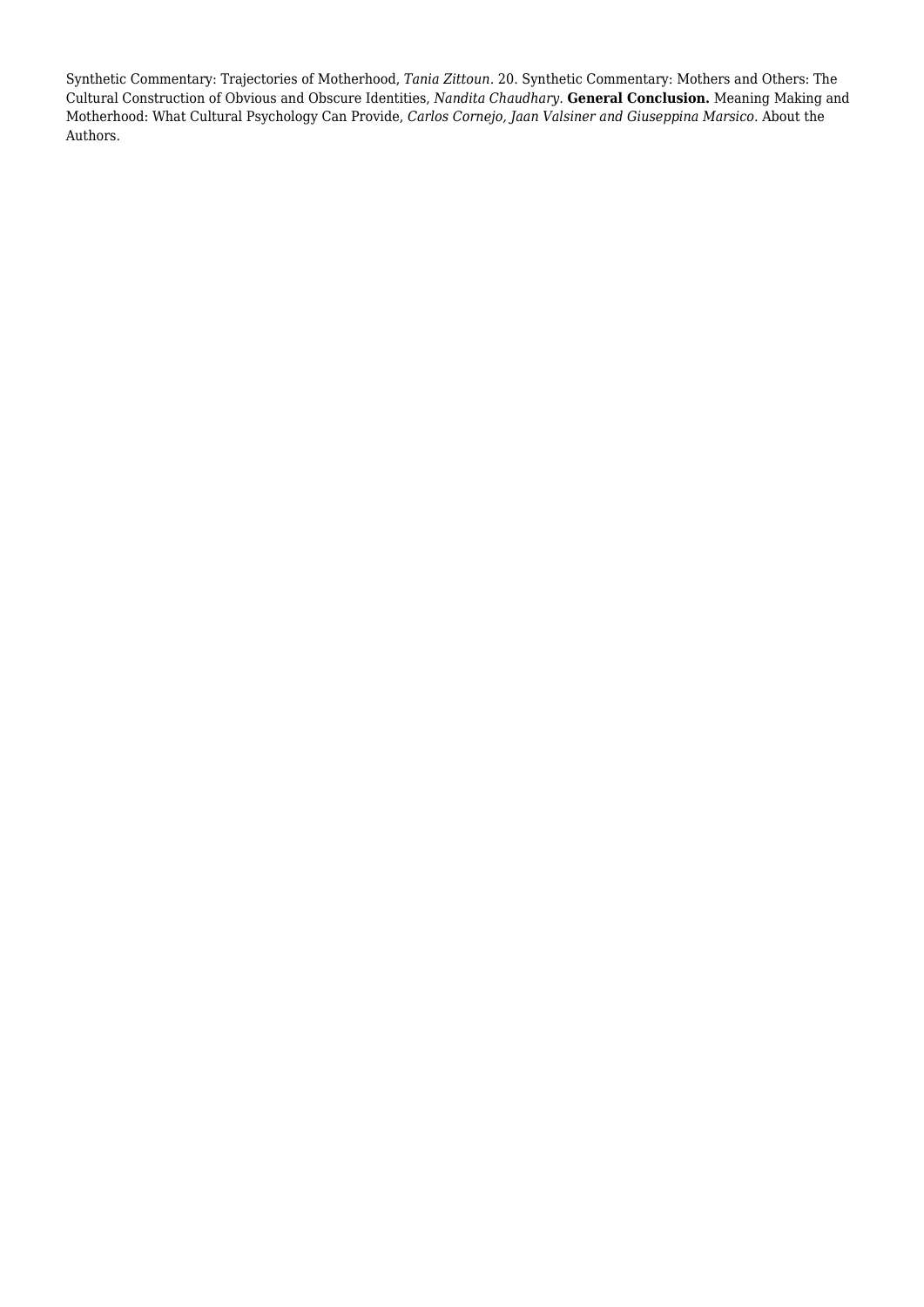Synthetic Commentary: Trajectories of Motherhood, *Tania Zittoun*. 20. Synthetic Commentary: Mothers and Others: The Cultural Construction of Obvious and Obscure Identities, *Nandita Chaudhary*. **General Conclusion.** Meaning Making and Motherhood: What Cultural Psychology Can Provide, *Carlos Cornejo, Jaan Valsiner and Giuseppina Marsico*. About the Authors.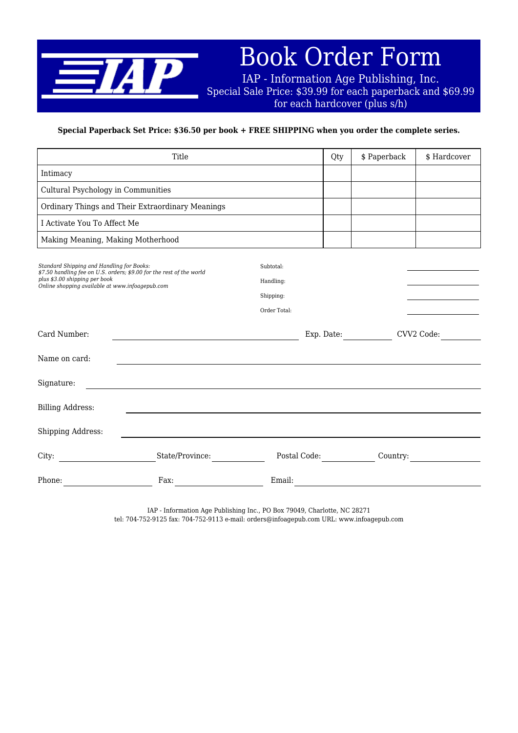# Book Order Form

IAP - Information Age Publishing, Inc.

Special Sale Price: $39.99 for each paperback and $69.99 for each hardcover (plus s/h)

**Special Paperback Set Price: $36.50 per book + FREE SHIPPING when you order the complete series.**

| Title | Qty | $ Paperback | $ Hardcover |
|---|---|---|---|
| Intimacy | | | |
| Cultural Psychology in Communities | | | |
| Ordinary Things and Their Extraordinary Meanings | | | |
| I Activate You To Affect Me | | | |
| Making Meaning, Making Motherhood | | | |

*Standard Shipping and Handling for Books:*
*$7.50 handling fee on U.S. orders; $9.00 for the rest of the world*
*plus $3.00 shipping per book*
*Online shopping available at www.infoagepub.com*

Subtotal: ____________

Handling: ____________

Shipping: ____________

Order Total: ____________

Card Number: ______________________ Exp. Date: __________ CVV2 Code: ________

Name on card: ______________________________________________

Signature: ______________________________________________

Billing Address: ______________________________________________

Shipping Address: ______________________________________________

City: ______________ State/Province: __________ Postal Code: __________ Country: ______________

Phone: ______________ Fax: ______________ Email: ______________________________

IAP - Information Age Publishing Inc., PO Box 79049, Charlotte, NC 28271
tel: 704-752-9125 fax: 704-752-9113 e-mail: orders@infoagepub.com URL: www.infoagepub.com